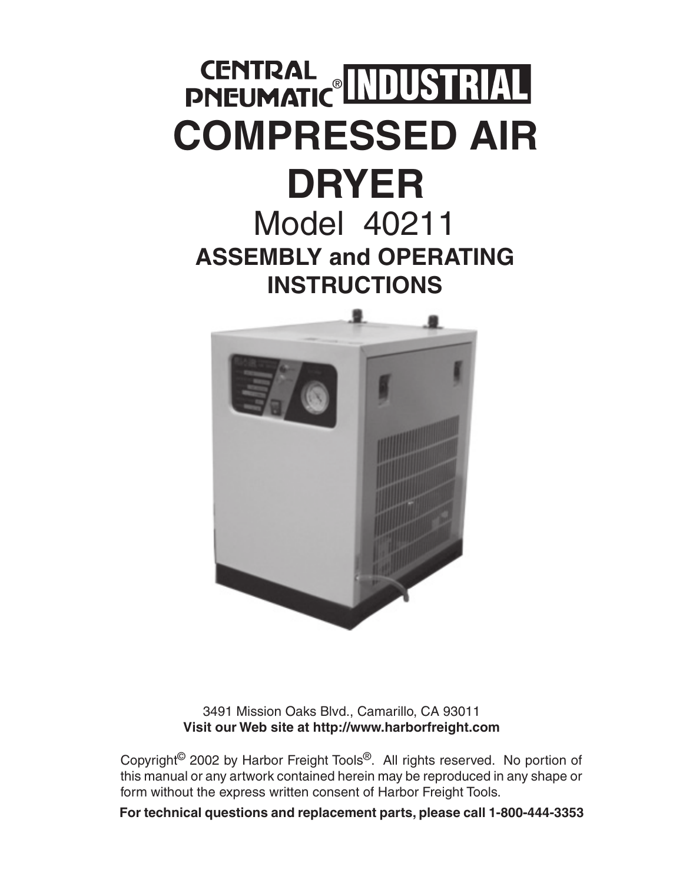# CENTRAL PNEUMATIC® INDUSTRIAL

# COMPRESSED AIR DRYER

## Model 40211

## ASSEMBLY and OPERATING INSTRUCTIONS

3491 Mission Oaks Blvd., Camarillo, CA 93011
**Visit our Web site at http://www.harborfreight.com**

Copyright© 2002 by Harbor Freight Tools®. All rights reserved. No portion of this manual or any artwork contained herein may be reproduced in any shape or form without the express written consent of Harbor Freight Tools.

**For technical questions and replacement parts, please call 1-800-444-3353**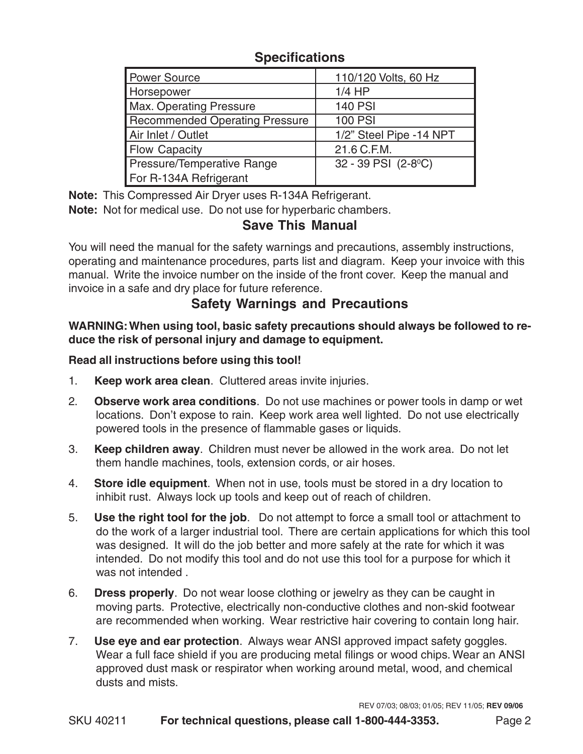## Specifications

| | |
|---|---|
| Power Source | 110/120 Volts, 60 Hz |
| Horsepower | 1/4 HP |
| Max. Operating Pressure | 140 PSI |
| Recommended Operating Pressure | 100 PSI |
| Air Inlet / Outlet | 1/2" Steel Pipe -14 NPT |
| Flow Capacity | 21.6 C.F.M. |
| Pressure/Temperative Range For R-134A Refrigerant | 32 - 39 PSI (2-8°C) |

**Note:** This Compressed Air Dryer uses R-134A Refrigerant.

**Note:** Not for medical use. Do not use for hyperbaric chambers.

## Save This Manual

You will need the manual for the safety warnings and precautions, assembly instructions, operating and maintenance procedures, parts list and diagram. Keep your invoice with this manual. Write the invoice number on the inside of the front cover. Keep the manual and invoice in a safe and dry place for future reference.

## Safety Warnings and Precautions

**WARNING: When using tool, basic safety precautions should always be followed to reduce the risk of personal injury and damage to equipment.**

**Read all instructions before using this tool!**

1. **Keep work area clean**. Cluttered areas invite injuries.
2. **Observe work area conditions**. Do not use machines or power tools in damp or wet locations. Don't expose to rain. Keep work area well lighted. Do not use electrically powered tools in the presence of flammable gases or liquids.
3. **Keep children away**. Children must never be allowed in the work area. Do not let them handle machines, tools, extension cords, or air hoses.
4. **Store idle equipment**. When not in use, tools must be stored in a dry location to inhibit rust. Always lock up tools and keep out of reach of children.
5. **Use the right tool for the job**. Do not attempt to force a small tool or attachment to do the work of a larger industrial tool. There are certain applications for which this tool was designed. It will do the job better and more safely at the rate for which it was intended. Do not modify this tool and do not use this tool for a purpose for which it was not intended .
6. **Dress properly**. Do not wear loose clothing or jewelry as they can be caught in moving parts. Protective, electrically non-conductive clothes and non-skid footwear are recommended when working. Wear restrictive hair covering to contain long hair.
7. **Use eye and ear protection**. Always wear ANSI approved impact safety goggles. Wear a full face shield if you are producing metal filings or wood chips. Wear an ANSI approved dust mask or respirator when working around metal, wood, and chemical dusts and mists.

REV 07/03; 08/03; 01/05; REV 11/05; **REV 09/06**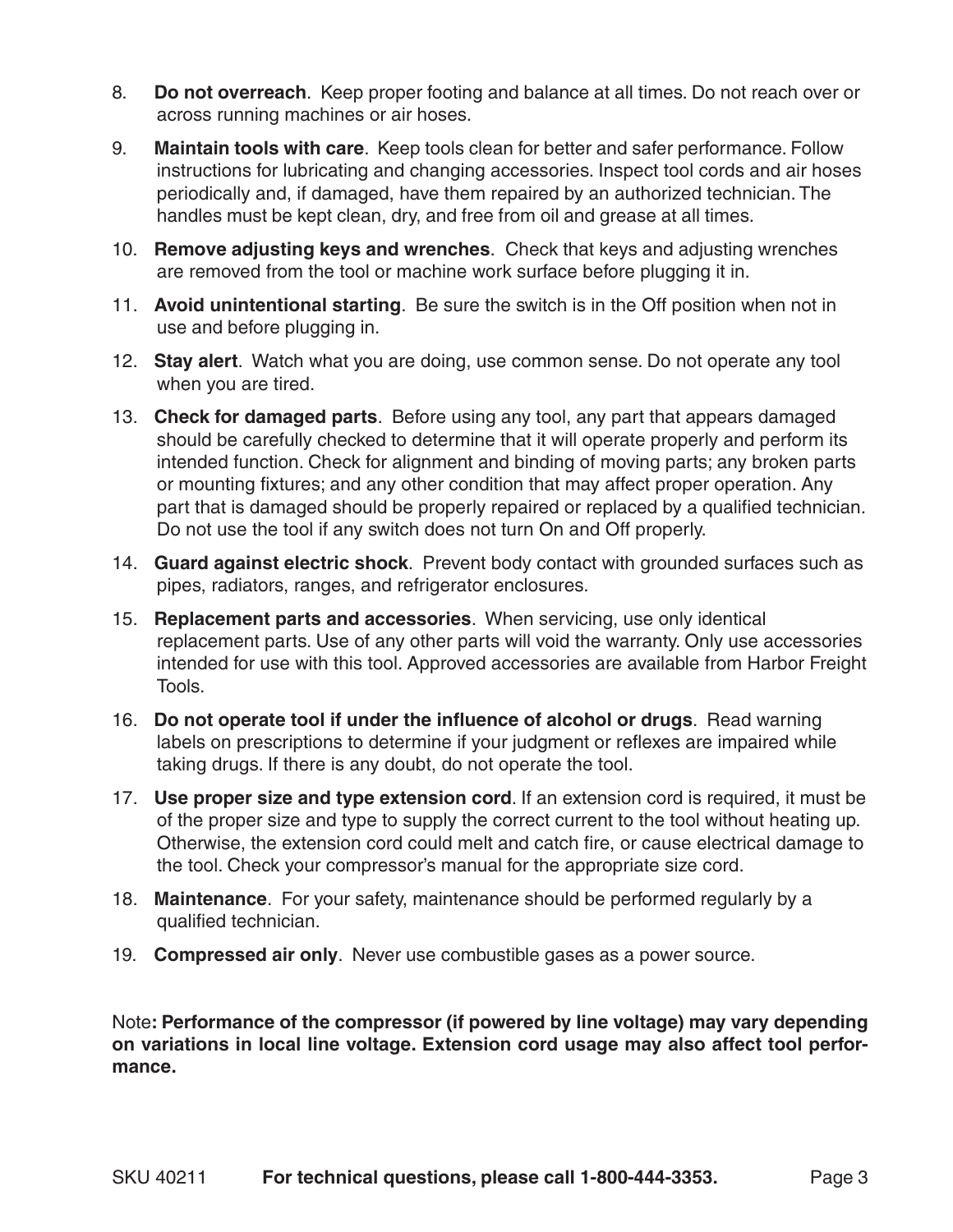8. **Do not overreach**. Keep proper footing and balance at all times. Do not reach over or across running machines or air hoses.

9. **Maintain tools with care**. Keep tools clean for better and safer performance. Follow instructions for lubricating and changing accessories. Inspect tool cords and air hoses periodically and, if damaged, have them repaired by an authorized technician. The handles must be kept clean, dry, and free from oil and grease at all times.

10. **Remove adjusting keys and wrenches**. Check that keys and adjusting wrenches are removed from the tool or machine work surface before plugging it in.

11. **Avoid unintentional starting**. Be sure the switch is in the Off position when not in use and before plugging in.

12. **Stay alert**. Watch what you are doing, use common sense. Do not operate any tool when you are tired.

13. **Check for damaged parts**. Before using any tool, any part that appears damaged should be carefully checked to determine that it will operate properly and perform its intended function. Check for alignment and binding of moving parts; any broken parts or mounting fixtures; and any other condition that may affect proper operation. Any part that is damaged should be properly repaired or replaced by a qualified technician. Do not use the tool if any switch does not turn On and Off properly.

14. **Guard against electric shock**. Prevent body contact with grounded surfaces such as pipes, radiators, ranges, and refrigerator enclosures.

15. **Replacement parts and accessories**. When servicing, use only identical replacement parts. Use of any other parts will void the warranty. Only use accessories intended for use with this tool. Approved accessories are available from Harbor Freight Tools.

16. **Do not operate tool if under the influence of alcohol or drugs**. Read warning labels on prescriptions to determine if your judgment or reflexes are impaired while taking drugs. If there is any doubt, do not operate the tool.

17. **Use proper size and type extension cord**. If an extension cord is required, it must be of the proper size and type to supply the correct current to the tool without heating up. Otherwise, the extension cord could melt and catch fire, or cause electrical damage to the tool. Check your compressor's manual for the appropriate size cord.

18. **Maintenance**. For your safety, maintenance should be performed regularly by a qualified technician.

19. **Compressed air only**. Never use combustible gases as a power source.

Note**: Performance of the compressor (if powered by line voltage) may vary depending on variations in local line voltage. Extension cord usage may also affect tool performance.**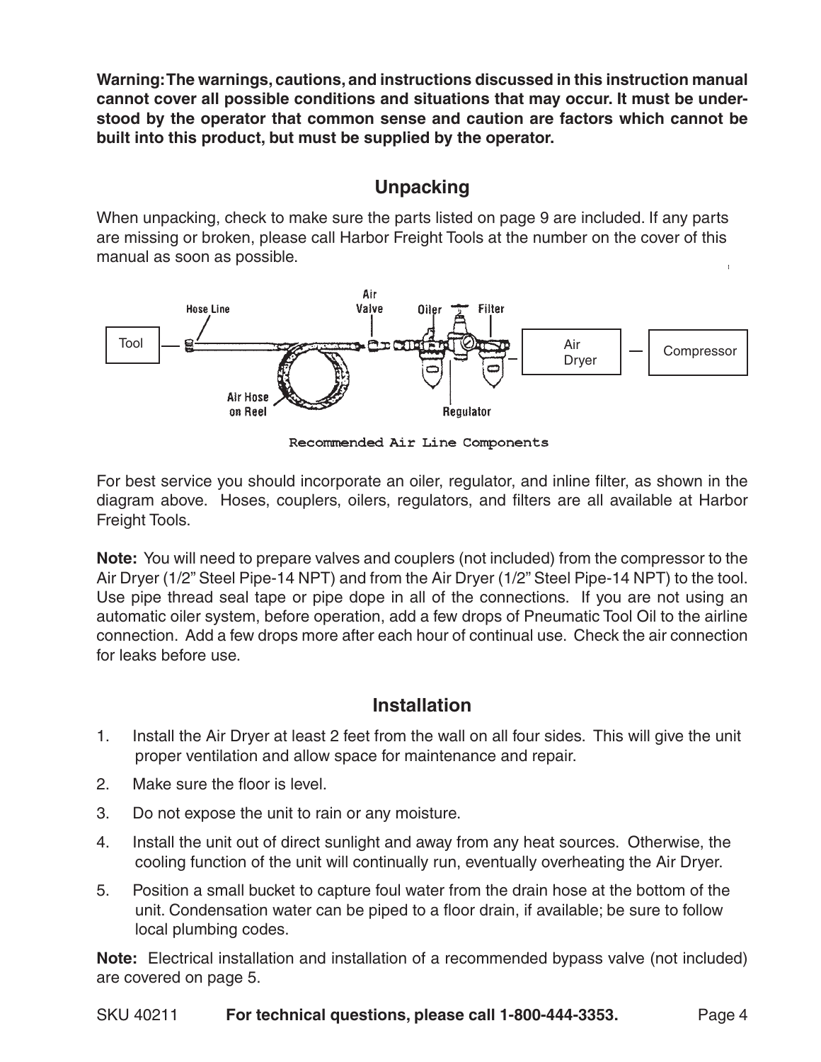**Warning: The warnings, cautions, and instructions discussed in this instruction manual cannot cover all possible conditions and situations that may occur. It must be understood by the operator that common sense and caution are factors which cannot be built into this product, but must be supplied by the operator.**

## Unpacking

When unpacking, check to make sure the parts listed on page 9 are included. If any parts are missing or broken, please call Harbor Freight Tools at the number on the cover of this manual as soon as possible.

Recommended Air Line Components

For best service you should incorporate an oiler, regulator, and inline filter, as shown in the diagram above. Hoses, couplers, oilers, regulators, and filters are all available at Harbor Freight Tools.

**Note:** You will need to prepare valves and couplers (not included) from the compressor to the Air Dryer (1/2" Steel Pipe-14 NPT) and from the Air Dryer (1/2" Steel Pipe-14 NPT) to the tool. Use pipe thread seal tape or pipe dope in all of the connections. If you are not using an automatic oiler system, before operation, add a few drops of Pneumatic Tool Oil to the airline connection. Add a few drops more after each hour of continual use. Check the air connection for leaks before use.

## Installation

1. Install the Air Dryer at least 2 feet from the wall on all four sides. This will give the unit proper ventilation and allow space for maintenance and repair.
2. Make sure the floor is level.
3. Do not expose the unit to rain or any moisture.
4. Install the unit out of direct sunlight and away from any heat sources. Otherwise, the cooling function of the unit will continually run, eventually overheating the Air Dryer.
5. Position a small bucket to capture foul water from the drain hose at the bottom of the unit. Condensation water can be piped to a floor drain, if available; be sure to follow local plumbing codes.

**Note:** Electrical installation and installation of a recommended bypass valve (not included) are covered on page 5.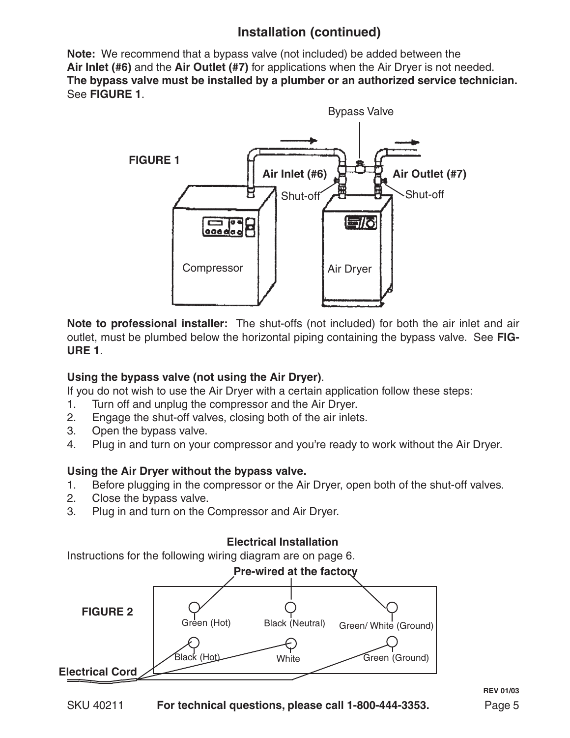## Installation (continued)

**Note:** We recommend that a bypass valve (not included) be added between the **Air Inlet (#6)** and the **Air Outlet (#7)** for applications when the Air Dryer is not needed. **The bypass valve must be installed by a plumber or an authorized service technician.** See **FIGURE 1**.

**FIGURE 1**

Bypass Valve

**Air Inlet (#6)** **Air Outlet (#7)**

Shut-off Shut-off

Compressor Air Dryer

**Note to professional installer:** The shut-offs (not included) for both the air inlet and air outlet, must be plumbed below the horizontal piping containing the bypass valve. See **FIGURE 1**.

**Using the bypass valve (not using the Air Dryer)**.

If you do not wish to use the Air Dryer with a certain application follow these steps:

1. Turn off and unplug the compressor and the Air Dryer.
2. Engage the shut-off valves, closing both of the air inlets.
3. Open the bypass valve.
4. Plug in and turn on your compressor and you're ready to work without the Air Dryer.

**Using the Air Dryer without the bypass valve.**

1. Before plugging in the compressor or the Air Dryer, open both of the shut-off valves.
2. Close the bypass valve.
3. Plug in and turn on the Compressor and Air Dryer.

**Electrical Installation**

Instructions for the following wiring diagram are on page 6.

**FIGURE 2**

**Pre-wired at the factory**

Green (Hot) Black (Neutral) Green/ White (Ground)

Black (Hot) White Green (Ground)

**Electrical Cord**

REV 01/03

SKU 40211 **For technical questions, please call 1-800-444-3353.**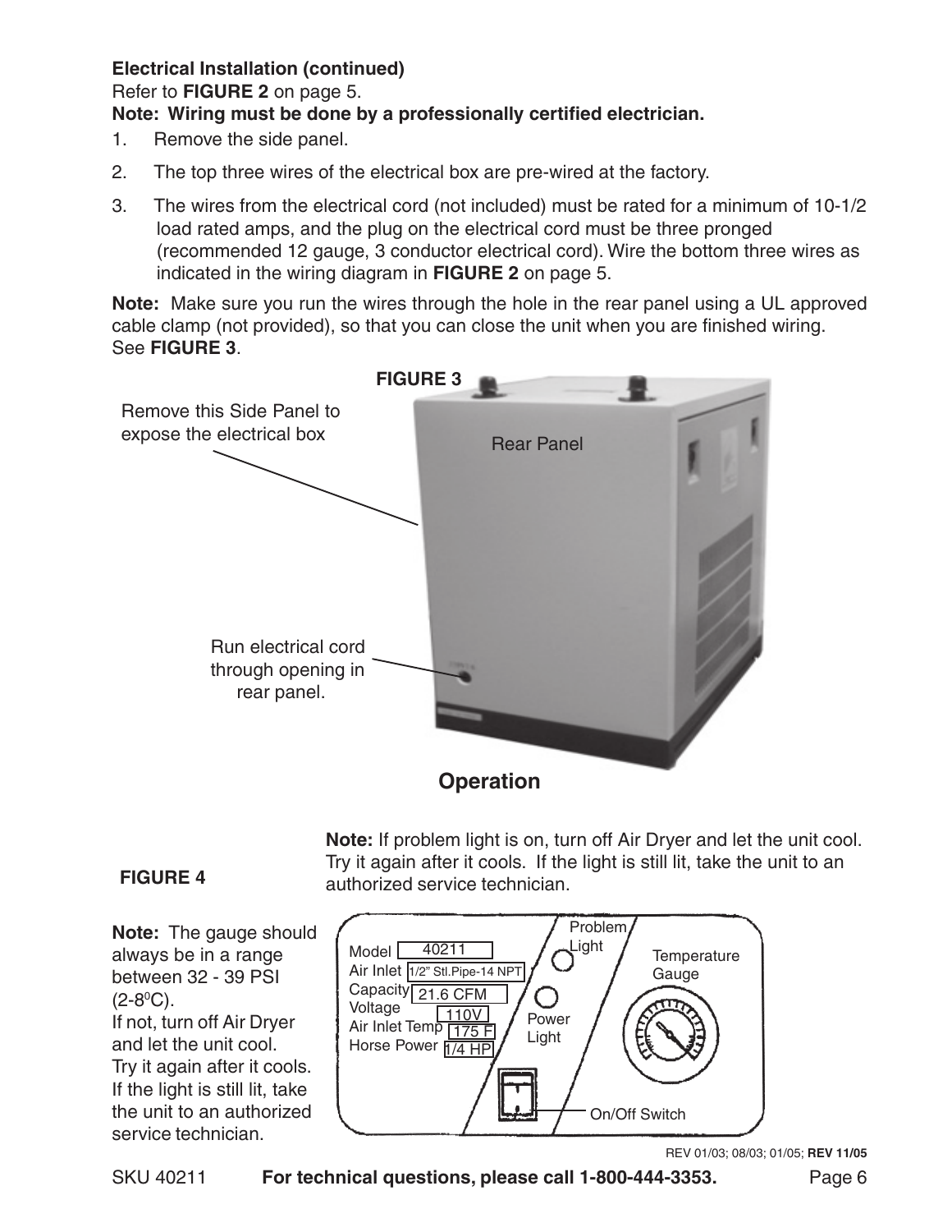**Electrical Installation (continued)**

Refer to **FIGURE 2** on page 5.

**Note: Wiring must be done by a professionally certified electrician.**

1. Remove the side panel.
2. The top three wires of the electrical box are pre-wired at the factory.
3. The wires from the electrical cord (not included) must be rated for a minimum of 10-1/2 load rated amps, and the plug on the electrical cord must be three pronged (recommended 12 gauge, 3 conductor electrical cord). Wire the bottom three wires as indicated in the wiring diagram in **FIGURE 2** on page 5.

**Note:** Make sure you run the wires through the hole in the rear panel using a UL approved cable clamp (not provided), so that you can close the unit when you are finished wiring. See **FIGURE 3**.

**FIGURE 3**

Remove this Side Panel to expose the electrical box

Rear Panel

Run electrical cord through opening in rear panel.

## Operation

**Note:** If problem light is on, turn off Air Dryer and let the unit cool. Try it again after it cools. If the light is still lit, take the unit to an authorized service technician.

**FIGURE 4**

**Note:** The gauge should always be in a range between 32 - 39 PSI (2-8$^0$C). If not, turn off Air Dryer and let the unit cool. Try it again after it cools. If the light is still lit, take the unit to an authorized service technician.

Model 40211
Air Inlet 1/2" Stl.Pipe-14 NPT
Capacity 21.6 CFM
Voltage 110V
Air Inlet Temp 175 F
Horse Power 1/4 HP

Problem Light

Power Light

Temperature Gauge

On/Off Switch

REV 01/03; 08/03; 01/05; **REV 11/05**

SKU 40211 **For technical questions, please call 1-800-444-3353.**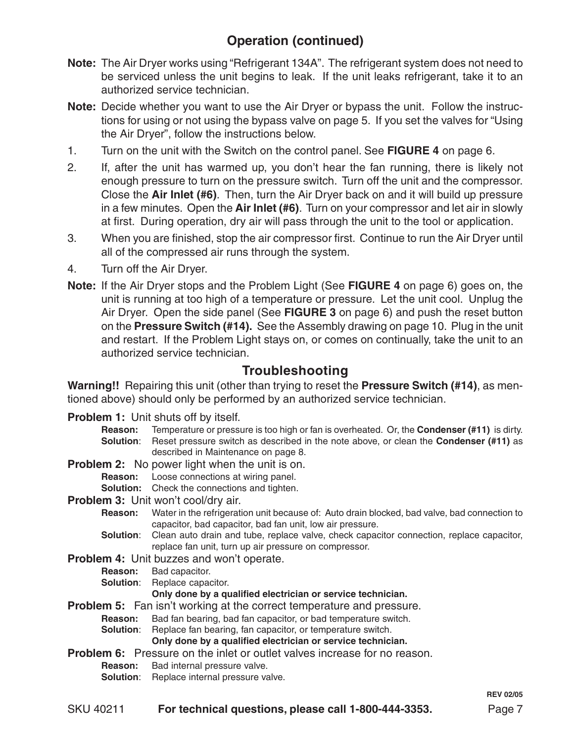## Operation (continued)

**Note:** The Air Dryer works using "Refrigerant 134A". The refrigerant system does not need to be serviced unless the unit begins to leak. If the unit leaks refrigerant, take it to an authorized service technician.

**Note:** Decide whether you want to use the Air Dryer or bypass the unit. Follow the instructions for using or not using the bypass valve on page 5. If you set the valves for "Using the Air Dryer", follow the instructions below.

1. Turn on the unit with the Switch on the control panel. See **FIGURE 4** on page 6.
2. If, after the unit has warmed up, you don't hear the fan running, there is likely not enough pressure to turn on the pressure switch. Turn off the unit and the compressor. Close the **Air Inlet (#6)**. Then, turn the Air Dryer back on and it will build up pressure in a few minutes. Open the **Air Inlet (#6)**. Turn on your compressor and let air in slowly at first. During operation, dry air will pass through the unit to the tool or application.
3. When you are finished, stop the air compressor first. Continue to run the Air Dryer until all of the compressed air runs through the system.
4. Turn off the Air Dryer.

**Note:** If the Air Dryer stops and the Problem Light (See **FIGURE 4** on page 6) goes on, the unit is running at too high of a temperature or pressure. Let the unit cool. Unplug the Air Dryer. Open the side panel (See **FIGURE 3** on page 6) and push the reset button on the **Pressure Switch (#14).** See the Assembly drawing on page 10. Plug in the unit and restart. If the Problem Light stays on, or comes on continually, take the unit to an authorized service technician.

## Troubleshooting

**Warning!!** Repairing this unit (other than trying to reset the **Pressure Switch (#14)**, as mentioned above) should only be performed by an authorized service technician.

**Problem 1:** Unit shuts off by itself.

- **Reason:** Temperature or pressure is too high or fan is overheated. Or, the **Condenser (#11)** is dirty.
- **Solution**: Reset pressure switch as described in the note above, or clean the **Condenser (#11)** as described in Maintenance on page 8.

**Problem 2:** No power light when the unit is on.

- **Reason:** Loose connections at wiring panel.
- **Solution:** Check the connections and tighten.

**Problem 3:** Unit won't cool/dry air.

- **Reason:** Water in the refrigeration unit because of: Auto drain blocked, bad valve, bad connection to capacitor, bad capacitor, bad fan unit, low air pressure.
- **Solution**: Clean auto drain and tube, replace valve, check capacitor connection, replace capacitor, replace fan unit, turn up air pressure on compressor.

**Problem 4:** Unit buzzes and won't operate.

- **Reason:** Bad capacitor.
- **Solution**: Replace capacitor. **Only done by a qualified electrician or service technician.**

**Problem 5:** Fan isn't working at the correct temperature and pressure.

- **Reason:** Bad fan bearing, bad fan capacitor, or bad temperature switch.
- **Solution**: Replace fan bearing, fan capacitor, or temperature switch. **Only done by a qualified electrician or service technician.**

**Problem 6:** Pressure on the inlet or outlet valves increase for no reason.

- **Reason:** Bad internal pressure valve.
- **Solution**: Replace internal pressure valve.

REV 02/05

SKU 40211 **For technical questions, please call 1-800-444-3353.**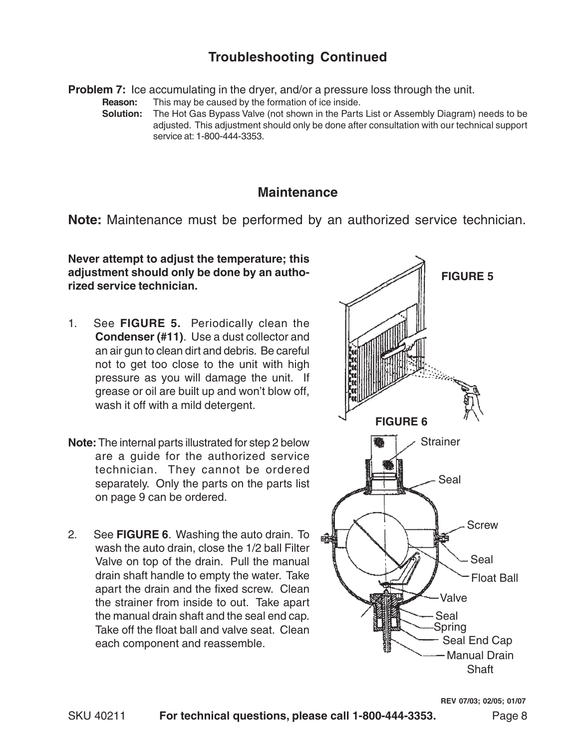## Troubleshooting Continued

**Problem 7:** Ice accumulating in the dryer, and/or a pressure loss through the unit.

**Reason:** This may be caused by the formation of ice inside.

**Solution:** The Hot Gas Bypass Valve (not shown in the Parts List or Assembly Diagram) needs to be adjusted. This adjustment should only be done after consultation with our technical support service at: 1-800-444-3353.

## Maintenance

**Note:** Maintenance must be performed by an authorized service technician.

**Never attempt to adjust the temperature; this adjustment should only be done by an authorized service technician.**

1. See **FIGURE 5.** Periodically clean the **Condenser (#11)**. Use a dust collector and an air gun to clean dirt and debris. Be careful not to get too close to the unit with high pressure as you will damage the unit. If grease or oil are built up and won't blow off, wash it off with a mild detergent.

**FIGURE 5**

**Note:** The internal parts illustrated for step 2 below are a guide for the authorized service technician. They cannot be ordered separately. Only the parts on the parts list on page 9 can be ordered.

2. See **FIGURE 6**. Washing the auto drain. To wash the auto drain, close the 1/2 ball Filter Valve on top of the drain. Pull the manual drain shaft handle to empty the water. Take apart the drain and the fixed screw. Clean the strainer from inside to out. Take apart the manual drain shaft and the seal end cap. Take off the float ball and valve seat. Clean each component and reassemble.

**FIGURE 6**

Strainer, Seal, Screw, Seal, Float Ball, Valve, Seal, Spring, Seal End Cap, Manual Drain Shaft

REV 07/03; 02/05; 01/07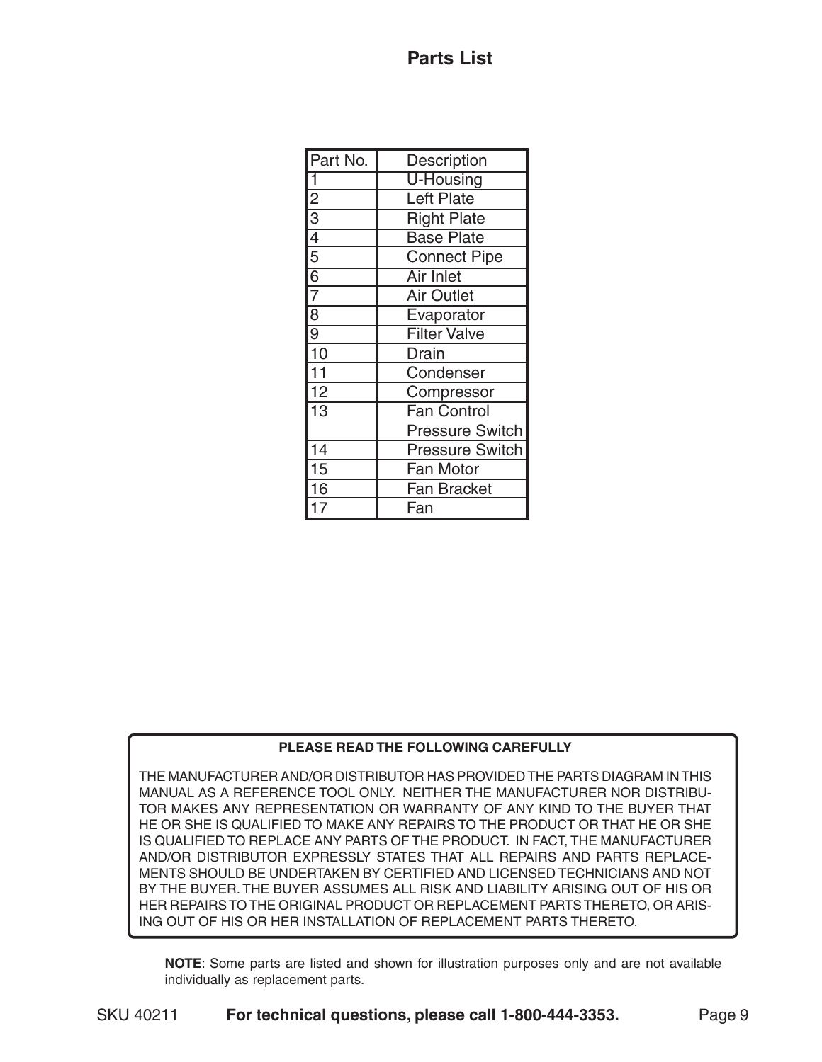# Parts List

| Part No. | Description |
|---|---|
| 1 | U-Housing |
| 2 | Left Plate |
| 3 | Right Plate |
| 4 | Base Plate |
| 5 | Connect Pipe |
| 6 | Air Inlet |
| 7 | Air Outlet |
| 8 | Evaporator |
| 9 | Filter Valve |
| 10 | Drain |
| 11 | Condenser |
| 12 | Compressor |
| 13 | Fan Control Pressure Switch |
| 14 | Pressure Switch |
| 15 | Fan Motor |
| 16 | Fan Bracket |
| 17 | Fan |

**PLEASE READ THE FOLLOWING CAREFULLY**

THE MANUFACTURER AND/OR DISTRIBUTOR HAS PROVIDED THE PARTS DIAGRAM IN THIS MANUAL AS A REFERENCE TOOL ONLY. NEITHER THE MANUFACTURER NOR DISTRIBUTOR MAKES ANY REPRESENTATION OR WARRANTY OF ANY KIND TO THE BUYER THAT HE OR SHE IS QUALIFIED TO MAKE ANY REPAIRS TO THE PRODUCT OR THAT HE OR SHE IS QUALIFIED TO REPLACE ANY PARTS OF THE PRODUCT. IN FACT, THE MANUFACTURER AND/OR DISTRIBUTOR EXPRESSLY STATES THAT ALL REPAIRS AND PARTS REPLACEMENTS SHOULD BE UNDERTAKEN BY CERTIFIED AND LICENSED TECHNICIANS AND NOT BY THE BUYER. THE BUYER ASSUMES ALL RISK AND LIABILITY ARISING OUT OF HIS OR HER REPAIRS TO THE ORIGINAL PRODUCT OR REPLACEMENT PARTS THERETO, OR ARISING OUT OF HIS OR HER INSTALLATION OF REPLACEMENT PARTS THERETO.

**NOTE**: Some parts are listed and shown for illustration purposes only and are not available individually as replacement parts.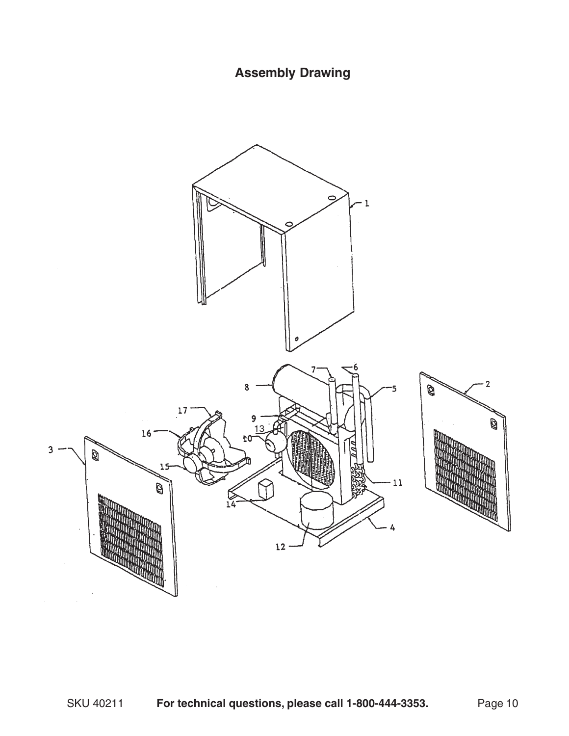# Assembly Drawing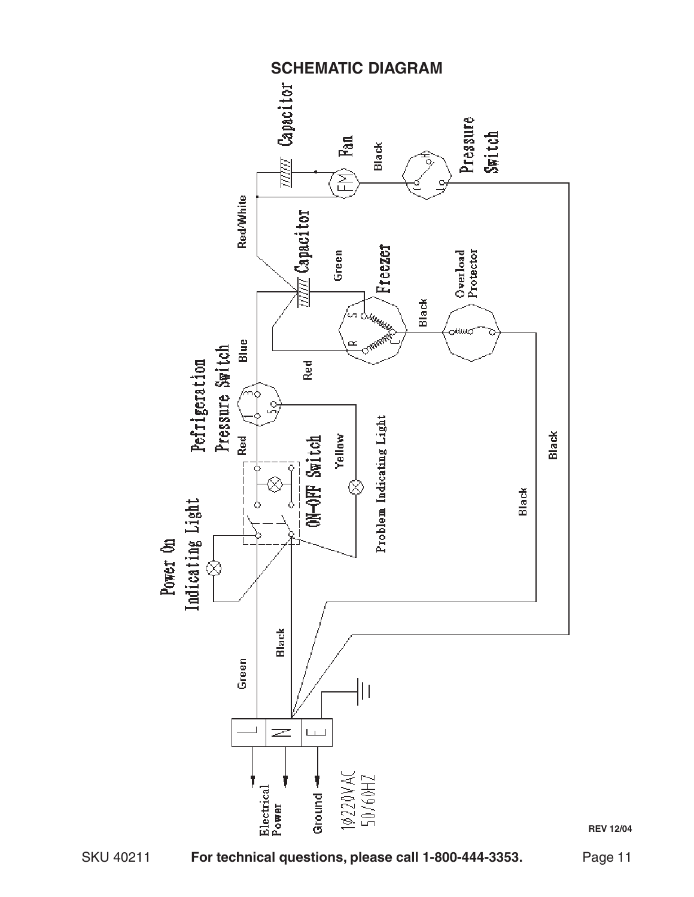## SCHEMATIC DIAGRAM

Capacitor

Fan

FM

Black

Pressure Switch

Hi

Lo

Red/White

Capacitor

Green

Freezer

S

R

C

Black

Overload Protector

Blue

Red

Refrigeration Pressure Switch

1

3

5

Red

Yellow

ON-OFF Switch

Problem Indicating Light

Black

Black

Power On Indicating Light

Green

Black

L

N

E

Electrical Power

Ground

1Φ220VAC 50/60HZ

REV 12/04

SKU 40211 **For technical questions, please call 1-800-444-3353.**